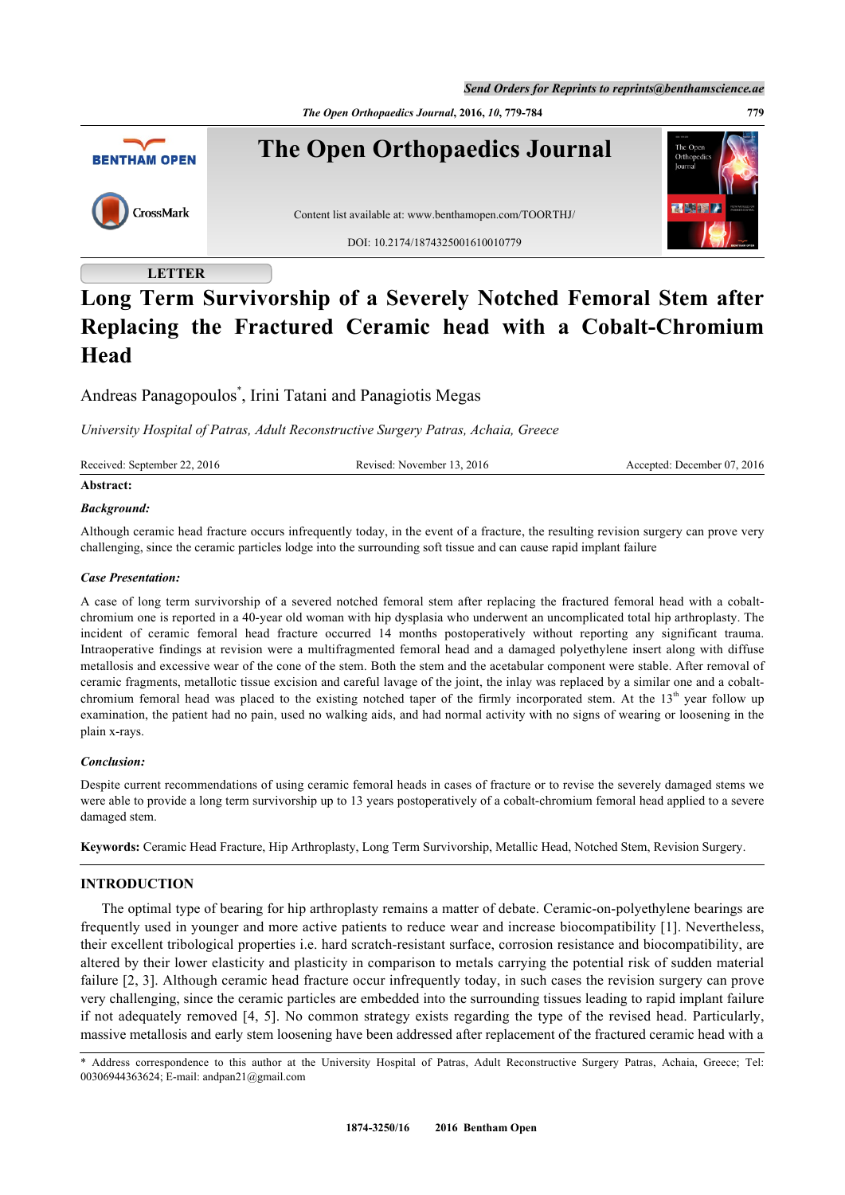LETTER

# Long Term Survivorship of a Severely Notched Femoral Stem after Replacing the Fractured Ceramic head with a Cobalt-Chromium Head

Andreas Panagopoulos*, Irini Tatani and Panagiotis Megas

*University Hospital of Patras, Adult Reconstructive Surgery Patras, Achaia, Greece*

Received: September 22, 2016 Revised: November 13, 2016 Accepted: December 07, 2016

**Abstract:**

***Background:***

Although ceramic head fracture occurs infrequently today, in the event of a fracture, the resulting revision surgery can prove very challenging, since the ceramic particles lodge into the surrounding soft tissue and can cause rapid implant failure

***Case Presentation:***

A case of long term survivorship of a severed notched femoral stem after replacing the fractured femoral head with a cobalt-chromium one is reported in a 40-year old woman with hip dysplasia who underwent an uncomplicated total hip arthroplasty. The incident of ceramic femoral head fracture occurred 14 months postoperatively without reporting any significant trauma. Intraoperative findings at revision were a multifragmented femoral head and a damaged polyethylene insert along with diffuse metallosis and excessive wear of the cone of the stem. Both the stem and the acetabular component were stable. After removal of ceramic fragments, metallotic tissue excision and careful lavage of the joint, the inlay was replaced by a similar one and a cobalt-chromium femoral head was placed to the existing notched taper of the firmly incorporated stem. At the 13th year follow up examination, the patient had no pain, used no walking aids, and had normal activity with no signs of wearing or loosening in the plain x-rays.

***Conclusion:***

Despite current recommendations of using ceramic femoral heads in cases of fracture or to revise the severely damaged stems we were able to provide a long term survivorship up to 13 years postoperatively of a cobalt-chromium femoral head applied to a severe damaged stem.

**Keywords:** Ceramic Head Fracture, Hip Arthroplasty, Long Term Survivorship, Metallic Head, Notched Stem, Revision Surgery.

## INTRODUCTION

The optimal type of bearing for hip arthroplasty remains a matter of debate. Ceramic-on-polyethylene bearings are frequently used in younger and more active patients to reduce wear and increase biocompatibility [1]. Nevertheless, their excellent tribological properties i.e. hard scratch-resistant surface, corrosion resistance and biocompatibility, are altered by their lower elasticity and plasticity in comparison to metals carrying the potential risk of sudden material failure [2, 3]. Although ceramic head fracture occur infrequently today, in such cases the revision surgery can prove very challenging, since the ceramic particles are embedded into the surrounding tissues leading to rapid implant failure if not adequately removed [4, 5]. No common strategy exists regarding the type of the revised head. Particularly, massive metallosis and early stem loosening have been addressed after replacement of the fractured ceramic head with a

* Address correspondence to this author at the University Hospital of Patras, Adult Reconstructive Surgery Patras, Achaia, Greece; Tel: 00306944363624; E-mail: andpan21@gmail.com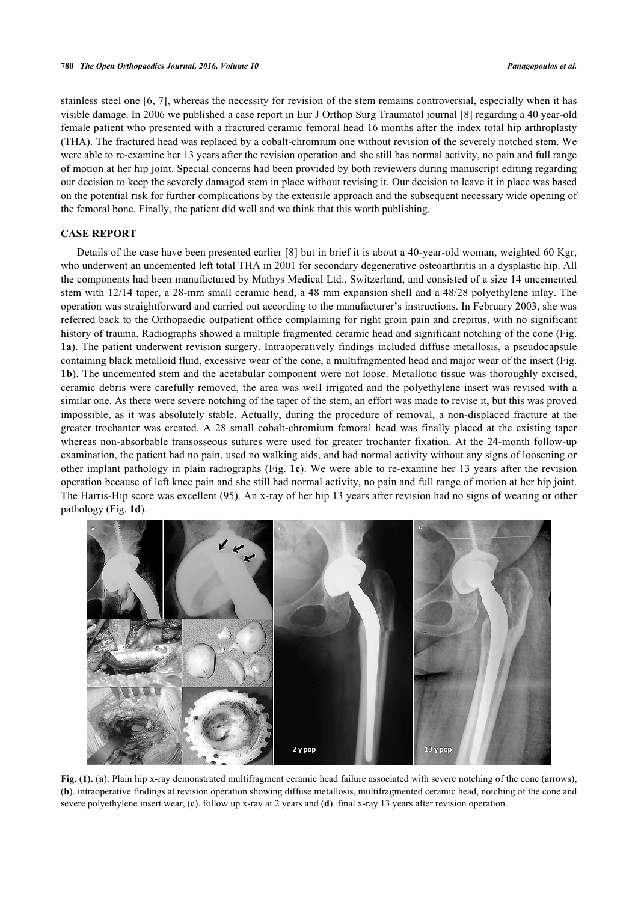stainless steel one [6, 7], whereas the necessity for revision of the stem remains controversial, especially when it has visible damage. In 2006 we published a case report in Eur J Orthop Surg Traumatol journal [8] regarding a 40 year-old female patient who presented with a fractured ceramic femoral head 16 months after the index total hip arthroplasty (THA). The fractured head was replaced by a cobalt-chromium one without revision of the severely notched stem. We were able to re-examine her 13 years after the revision operation and she still has normal activity, no pain and full range of motion at her hip joint. Special concerns had been provided by both reviewers during manuscript editing regarding our decision to keep the severely damaged stem in place without revising it. Our decision to leave it in place was based on the potential risk for further complications by the extensile approach and the subsequent necessary wide opening of the femoral bone. Finally, the patient did well and we think that this worth publishing.

## CASE REPORT

Details of the case have been presented earlier [8] but in brief it is about a 40-year-old woman, weighted 60 Kgr, who underwent an uncemented left total THA in 2001 for secondary degenerative osteoarthritis in a dysplastic hip. All the components had been manufactured by Mathys Medical Ltd., Switzerland, and consisted of a size 14 uncemented stem with 12/14 taper, a 28-mm small ceramic head, a 48 mm expansion shell and a 48/28 polyethylene inlay. The operation was straightforward and carried out according to the manufacturer's instructions. In February 2003, she was referred back to the Orthopaedic outpatient office complaining for right groin pain and crepitus, with no significant history of trauma. Radiographs showed a multiple fragmented ceramic head and significant notching of the cone (Fig. **1a**). The patient underwent revision surgery. Intraoperatively findings included diffuse metallosis, a pseudocapsule containing black metalloid fluid, excessive wear of the cone, a multifragmented head and major wear of the insert (Fig. **1b**). The uncemented stem and the acetabular component were not loose. Metallotic tissue was thoroughly excised, ceramic debris were carefully removed, the area was well irrigated and the polyethylene insert was revised with a similar one. As there were severe notching of the taper of the stem, an effort was made to revise it, but this was proved impossible, as it was absolutely stable. Actually, during the procedure of removal, a non-displaced fracture at the greater trochanter was created. A 28 small cobalt-chromium femoral head was finally placed at the existing taper whereas non-absorbable transosseous sutures were used for greater trochanter fixation. At the 24-month follow-up examination, the patient had no pain, used no walking aids, and had normal activity without any signs of loosening or other implant pathology in plain radiographs (Fig. **1c**). We were able to re-examine her 13 years after the revision operation because of left knee pain and she still had normal activity, no pain and full range of motion at her hip joint. The Harris-Hip score was excellent (95). An x-ray of her hip 13 years after revision had no signs of wearing or other pathology (Fig. **1d**).

**Fig. (1).** (**a**). Plain hip x-ray demonstrated multifragment ceramic head failure associated with severe notching of the cone (arrows), (**b**). intraoperative findings at revision operation showing diffuse metallosis, multifragmented ceramic head, notching of the cone and severe polyethylene insert wear, (**c**). follow up x-ray at 2 years and (**d**). final x-ray 13 years after revision operation.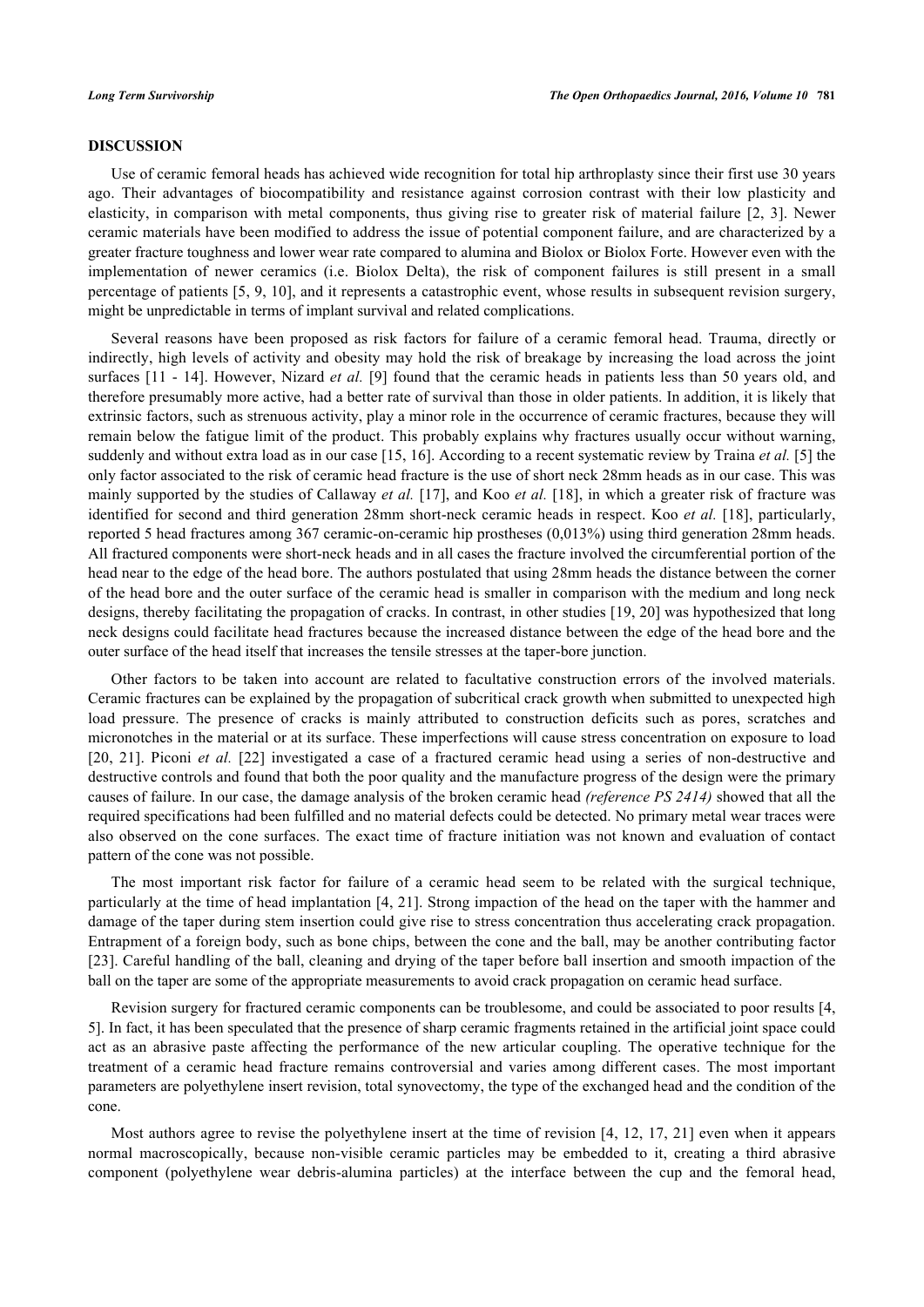## DISCUSSION

Use of ceramic femoral heads has achieved wide recognition for total hip arthroplasty since their first use 30 years ago. Their advantages of biocompatibility and resistance against corrosion contrast with their low plasticity and elasticity, in comparison with metal components, thus giving rise to greater risk of material failure [2, 3]. Newer ceramic materials have been modified to address the issue of potential component failure, and are characterized by a greater fracture toughness and lower wear rate compared to alumina and Biolox or Biolox Forte. However even with the implementation of newer ceramics (i.e. Biolox Delta), the risk of component failures is still present in a small percentage of patients [5, 9, 10], and it represents a catastrophic event, whose results in subsequent revision surgery, might be unpredictable in terms of implant survival and related complications.

Several reasons have been proposed as risk factors for failure of a ceramic femoral head. Trauma, directly or indirectly, high levels of activity and obesity may hold the risk of breakage by increasing the load across the joint surfaces [11 - 14]. However, Nizard *et al.* [9] found that the ceramic heads in patients less than 50 years old, and therefore presumably more active, had a better rate of survival than those in older patients. In addition, it is likely that extrinsic factors, such as strenuous activity, play a minor role in the occurrence of ceramic fractures, because they will remain below the fatigue limit of the product. This probably explains why fractures usually occur without warning, suddenly and without extra load as in our case [15, 16]. According to a recent systematic review by Traina *et al.* [5] the only factor associated to the risk of ceramic head fracture is the use of short neck 28mm heads as in our case. This was mainly supported by the studies of Callaway *et al.* [17], and Koo *et al.* [18], in which a greater risk of fracture was identified for second and third generation 28mm short-neck ceramic heads in respect. Koo *et al.* [18], particularly, reported 5 head fractures among 367 ceramic-on-ceramic hip prostheses (0,013%) using third generation 28mm heads. All fractured components were short-neck heads and in all cases the fracture involved the circumferential portion of the head near to the edge of the head bore. The authors postulated that using 28mm heads the distance between the corner of the head bore and the outer surface of the ceramic head is smaller in comparison with the medium and long neck designs, thereby facilitating the propagation of cracks. In contrast, in other studies [19, 20] was hypothesized that long neck designs could facilitate head fractures because the increased distance between the edge of the head bore and the outer surface of the head itself that increases the tensile stresses at the taper-bore junction.

Other factors to be taken into account are related to facultative construction errors of the involved materials. Ceramic fractures can be explained by the propagation of subcritical crack growth when submitted to unexpected high load pressure. The presence of cracks is mainly attributed to construction deficits such as pores, scratches and micronotches in the material or at its surface. These imperfections will cause stress concentration on exposure to load [20, 21]. Piconi *et al.* [22] investigated a case of a fractured ceramic head using a series of non-destructive and destructive controls and found that both the poor quality and the manufacture progress of the design were the primary causes of failure. In our case, the damage analysis of the broken ceramic head *(reference PS 2414)* showed that all the required specifications had been fulfilled and no material defects could be detected. No primary metal wear traces were also observed on the cone surfaces. The exact time of fracture initiation was not known and evaluation of contact pattern of the cone was not possible.

The most important risk factor for failure of a ceramic head seem to be related with the surgical technique, particularly at the time of head implantation [4, 21]. Strong impaction of the head on the taper with the hammer and damage of the taper during stem insertion could give rise to stress concentration thus accelerating crack propagation. Entrapment of a foreign body, such as bone chips, between the cone and the ball, may be another contributing factor [23]. Careful handling of the ball, cleaning and drying of the taper before ball insertion and smooth impaction of the ball on the taper are some of the appropriate measurements to avoid crack propagation on ceramic head surface.

Revision surgery for fractured ceramic components can be troublesome, and could be associated to poor results [4, 5]. In fact, it has been speculated that the presence of sharp ceramic fragments retained in the artificial joint space could act as an abrasive paste affecting the performance of the new articular coupling. The operative technique for the treatment of a ceramic head fracture remains controversial and varies among different cases. The most important parameters are polyethylene insert revision, total synovectomy, the type of the exchanged head and the condition of the cone.

Most authors agree to revise the polyethylene insert at the time of revision [4, 12, 17, 21] even when it appears normal macroscopically, because non-visible ceramic particles may be embedded to it, creating a third abrasive component (polyethylene wear debris-alumina particles) at the interface between the cup and the femoral head,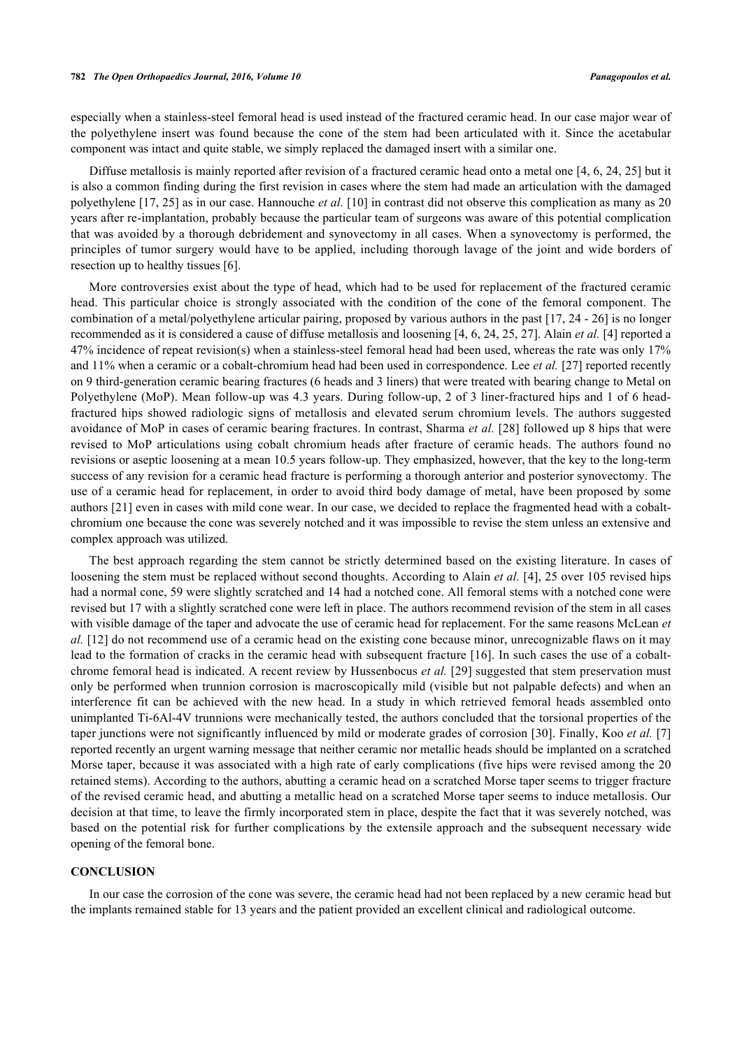especially when a stainless-steel femoral head is used instead of the fractured ceramic head. In our case major wear of the polyethylene insert was found because the cone of the stem had been articulated with it. Since the acetabular component was intact and quite stable, we simply replaced the damaged insert with a similar one.

Diffuse metallosis is mainly reported after revision of a fractured ceramic head onto a metal one [4, 6, 24, 25] but it is also a common finding during the first revision in cases where the stem had made an articulation with the damaged polyethylene [17, 25] as in our case. Hannouche *et al.* [10] in contrast did not observe this complication as many as 20 years after re-implantation, probably because the particular team of surgeons was aware of this potential complication that was avoided by a thorough debridement and synovectomy in all cases. When a synovectomy is performed, the principles of tumor surgery would have to be applied, including thorough lavage of the joint and wide borders of resection up to healthy tissues [6].

More controversies exist about the type of head, which had to be used for replacement of the fractured ceramic head. This particular choice is strongly associated with the condition of the cone of the femoral component. The combination of a metal/polyethylene articular pairing, proposed by various authors in the past [17, 24 - 26] is no longer recommended as it is considered a cause of diffuse metallosis and loosening [4, 6, 24, 25, 27]. Alain *et al.* [4] reported a 47% incidence of repeat revision(s) when a stainless-steel femoral head had been used, whereas the rate was only 17% and 11% when a ceramic or a cobalt-chromium head had been used in correspondence. Lee *et al.* [27] reported recently on 9 third-generation ceramic bearing fractures (6 heads and 3 liners) that were treated with bearing change to Metal on Polyethylene (MoP). Mean follow-up was 4.3 years. During follow-up, 2 of 3 liner-fractured hips and 1 of 6 head-fractured hips showed radiologic signs of metallosis and elevated serum chromium levels. The authors suggested avoidance of MoP in cases of ceramic bearing fractures. In contrast, Sharma *et al.* [28] followed up 8 hips that were revised to MoP articulations using cobalt chromium heads after fracture of ceramic heads. The authors found no revisions or aseptic loosening at a mean 10.5 years follow-up. They emphasized, however, that the key to the long-term success of any revision for a ceramic head fracture is performing a thorough anterior and posterior synovectomy. The use of a ceramic head for replacement, in order to avoid third body damage of metal, have been proposed by some authors [21] even in cases with mild cone wear. In our case, we decided to replace the fragmented head with a cobalt-chromium one because the cone was severely notched and it was impossible to revise the stem unless an extensive and complex approach was utilized.

The best approach regarding the stem cannot be strictly determined based on the existing literature. In cases of loosening the stem must be replaced without second thoughts. According to Alain *et al.* [4], 25 over 105 revised hips had a normal cone, 59 were slightly scratched and 14 had a notched cone. All femoral stems with a notched cone were revised but 17 with a slightly scratched cone were left in place. The authors recommend revision of the stem in all cases with visible damage of the taper and advocate the use of ceramic head for replacement. For the same reasons McLean *et al.* [12] do not recommend use of a ceramic head on the existing cone because minor, unrecognizable flaws on it may lead to the formation of cracks in the ceramic head with subsequent fracture [16]. In such cases the use of a cobalt-chrome femoral head is indicated. A recent review by Hussenbocus *et al.* [29] suggested that stem preservation must only be performed when trunnion corrosion is macroscopically mild (visible but not palpable defects) and when an interference fit can be achieved with the new head. In a study in which retrieved femoral heads assembled onto unimplanted Ti-6Al-4V trunnions were mechanically tested, the authors concluded that the torsional properties of the taper junctions were not significantly influenced by mild or moderate grades of corrosion [30]. Finally, Koo *et al.* [7] reported recently an urgent warning message that neither ceramic nor metallic heads should be implanted on a scratched Morse taper, because it was associated with a high rate of early complications (five hips were revised among the 20 retained stems). According to the authors, abutting a ceramic head on a scratched Morse taper seems to trigger fracture of the revised ceramic head, and abutting a metallic head on a scratched Morse taper seems to induce metallosis. Our decision at that time, to leave the firmly incorporated stem in place, despite the fact that it was severely notched, was based on the potential risk for further complications by the extensile approach and the subsequent necessary wide opening of the femoral bone.

## CONCLUSION

In our case the corrosion of the cone was severe, the ceramic head had not been replaced by a new ceramic head but the implants remained stable for 13 years and the patient provided an excellent clinical and radiological outcome.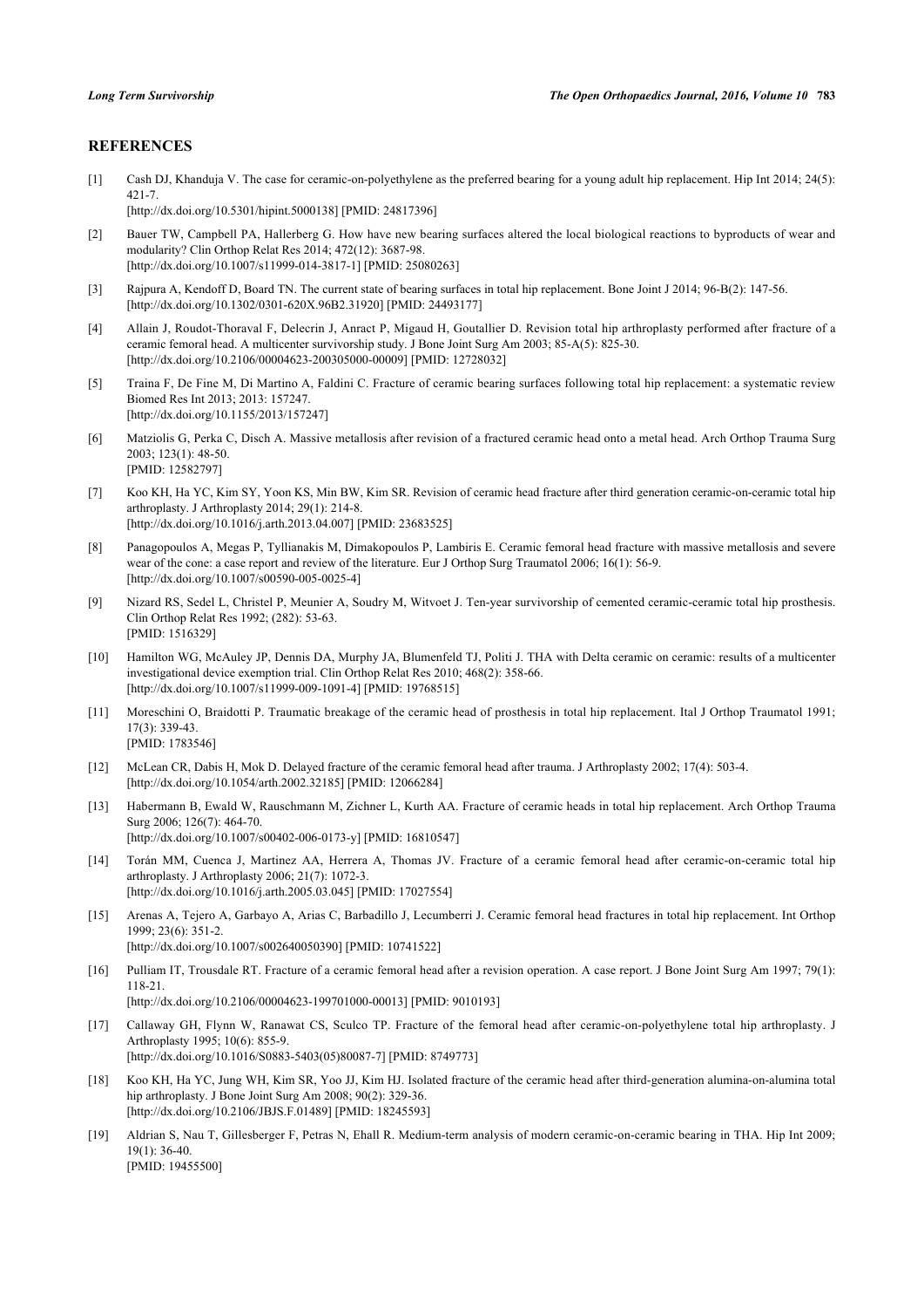## REFERENCES

[1] Cash DJ, Khanduja V. The case for ceramic-on-polyethylene as the preferred bearing for a young adult hip replacement. Hip Int 2014; 24(5): 421-7.
[http://dx.doi.org/10.5301/hipint.5000138] [PMID: 24817396]

[2] Bauer TW, Campbell PA, Hallerberg G. How have new bearing surfaces altered the local biological reactions to byproducts of wear and modularity? Clin Orthop Relat Res 2014; 472(12): 3687-98.
[http://dx.doi.org/10.1007/s11999-014-3817-1] [PMID: 25080263]

[3] Rajpura A, Kendoff D, Board TN. The current state of bearing surfaces in total hip replacement. Bone Joint J 2014; 96-B(2): 147-56.
[http://dx.doi.org/10.1302/0301-620X.96B2.31920] [PMID: 24493177]

[4] Allain J, Roudot-Thoraval F, Delecrin J, Anract P, Migaud H, Goutallier D. Revision total hip arthroplasty performed after fracture of a ceramic femoral head. A multicenter survivorship study. J Bone Joint Surg Am 2003; 85-A(5): 825-30.
[http://dx.doi.org/10.2106/00004623-200305000-00009] [PMID: 12728032]

[5] Traina F, De Fine M, Di Martino A, Faldini C. Fracture of ceramic bearing surfaces following total hip replacement: a systematic review Biomed Res Int 2013; 2013: 157247.
[http://dx.doi.org/10.1155/2013/157247]

[6] Matziolis G, Perka C, Disch A. Massive metallosis after revision of a fractured ceramic head onto a metal head. Arch Orthop Trauma Surg 2003; 123(1): 48-50.
[PMID: 12582797]

[7] Koo KH, Ha YC, Kim SY, Yoon KS, Min BW, Kim SR. Revision of ceramic head fracture after third generation ceramic-on-ceramic total hip arthroplasty. J Arthroplasty 2014; 29(1): 214-8.
[http://dx.doi.org/10.1016/j.arth.2013.04.007] [PMID: 23683525]

[8] Panagopoulos A, Megas P, Tyllianakis M, Dimakopoulos P, Lambiris E. Ceramic femoral head fracture with massive metallosis and severe wear of the cone: a case report and review of the literature. Eur J Orthop Surg Traumatol 2006; 16(1): 56-9.
[http://dx.doi.org/10.1007/s00590-005-0025-4]

[9] Nizard RS, Sedel L, Christel P, Meunier A, Soudry M, Witvoet J. Ten-year survivorship of cemented ceramic-ceramic total hip prosthesis. Clin Orthop Relat Res 1992; (282): 53-63.
[PMID: 1516329]

[10] Hamilton WG, McAuley JP, Dennis DA, Murphy JA, Blumenfeld TJ, Politi J. THA with Delta ceramic on ceramic: results of a multicenter investigational device exemption trial. Clin Orthop Relat Res 2010; 468(2): 358-66.
[http://dx.doi.org/10.1007/s11999-009-1091-4] [PMID: 19768515]

[11] Moreschini O, Braidotti P. Traumatic breakage of the ceramic head of prosthesis in total hip replacement. Ital J Orthop Traumatol 1991; 17(3): 339-43.
[PMID: 1783546]

[12] McLean CR, Dabis H, Mok D. Delayed fracture of the ceramic femoral head after trauma. J Arthroplasty 2002; 17(4): 503-4.
[http://dx.doi.org/10.1054/arth.2002.32185] [PMID: 12066284]

[13] Habermann B, Ewald W, Rauschmann M, Zichner L, Kurth AA. Fracture of ceramic heads in total hip replacement. Arch Orthop Trauma Surg 2006; 126(7): 464-70.
[http://dx.doi.org/10.1007/s00402-006-0173-y] [PMID: 16810547]

[14] Torán MM, Cuenca J, Martinez AA, Herrera A, Thomas JV. Fracture of a ceramic femoral head after ceramic-on-ceramic total hip arthroplasty. J Arthroplasty 2006; 21(7): 1072-3.
[http://dx.doi.org/10.1016/j.arth.2005.03.045] [PMID: 17027554]

[15] Arenas A, Tejero A, Garbayo A, Arias C, Barbadillo J, Lecumberri J. Ceramic femoral head fractures in total hip replacement. Int Orthop 1999; 23(6): 351-2.
[http://dx.doi.org/10.1007/s002640050390] [PMID: 10741522]

[16] Pulliam IT, Trousdale RT. Fracture of a ceramic femoral head after a revision operation. A case report. J Bone Joint Surg Am 1997; 79(1): 118-21.
[http://dx.doi.org/10.2106/00004623-199701000-00013] [PMID: 9010193]

[17] Callaway GH, Flynn W, Ranawat CS, Sculco TP. Fracture of the femoral head after ceramic-on-polyethylene total hip arthroplasty. J Arthroplasty 1995; 10(6): 855-9.
[http://dx.doi.org/10.1016/S0883-5403(05)80087-7] [PMID: 8749773]

[18] Koo KH, Ha YC, Jung WH, Kim SR, Yoo JJ, Kim HJ. Isolated fracture of the ceramic head after third-generation alumina-on-alumina total hip arthroplasty. J Bone Joint Surg Am 2008; 90(2): 329-36.
[http://dx.doi.org/10.2106/JBJS.F.01489] [PMID: 18245593]

[19] Aldrian S, Nau T, Gillesberger F, Petras N, Ehall R. Medium-term analysis of modern ceramic-on-ceramic bearing in THA. Hip Int 2009; 19(1): 36-40.
[PMID: 19455500]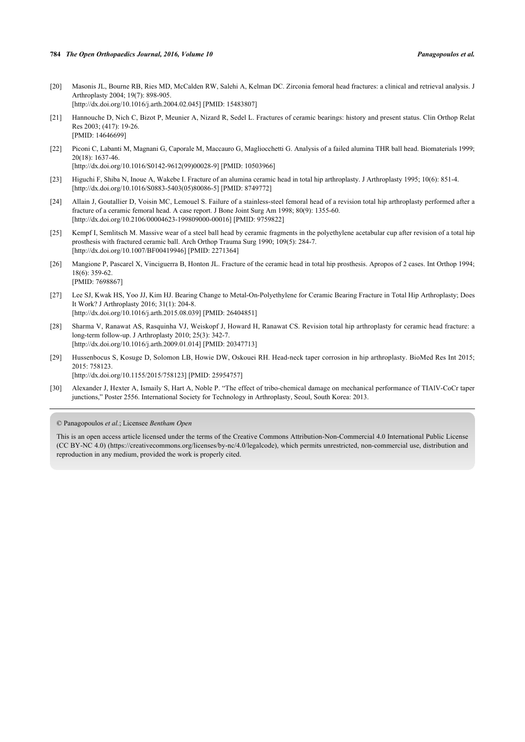[20] Masonis JL, Bourne RB, Ries MD, McCalden RW, Salehi A, Kelman DC. Zirconia femoral head fractures: a clinical and retrieval analysis. J Arthroplasty 2004; 19(7): 898-905.
[http://dx.doi.org/10.1016/j.arth.2004.02.045] [PMID: 15483807]

[21] Hannouche D, Nich C, Bizot P, Meunier A, Nizard R, Sedel L. Fractures of ceramic bearings: history and present status. Clin Orthop Relat Res 2003; (417): 19-26.
[PMID: 14646699]

[22] Piconi C, Labanti M, Magnani G, Caporale M, Maccauro G, Magliocchetti G. Analysis of a failed alumina THR ball head. Biomaterials 1999; 20(18): 1637-46.
[http://dx.doi.org/10.1016/S0142-9612(99)00028-9] [PMID: 10503966]

[23] Higuchi F, Shiba N, Inoue A, Wakebe I. Fracture of an alumina ceramic head in total hip arthroplasty. J Arthroplasty 1995; 10(6): 851-4.
[http://dx.doi.org/10.1016/S0883-5403(05)80086-5] [PMID: 8749772]

[24] Allain J, Goutallier D, Voisin MC, Lemouel S. Failure of a stainless-steel femoral head of a revision total hip arthroplasty performed after a fracture of a ceramic femoral head. A case report. J Bone Joint Surg Am 1998; 80(9): 1355-60.
[http://dx.doi.org/10.2106/00004623-199809000-00016] [PMID: 9759822]

[25] Kempf I, Semlitsch M. Massive wear of a steel ball head by ceramic fragments in the polyethylene acetabular cup after revision of a total hip prosthesis with fractured ceramic ball. Arch Orthop Trauma Surg 1990; 109(5): 284-7.
[http://dx.doi.org/10.1007/BF00419946] [PMID: 2271364]

[26] Mangione P, Pascarel X, Vinciguerra B, Honton JL. Fracture of the ceramic head in total hip prosthesis. Apropos of 2 cases. Int Orthop 1994; 18(6): 359-62.
[PMID: 7698867]

[27] Lee SJ, Kwak HS, Yoo JJ, Kim HJ. Bearing Change to Metal-On-Polyethylene for Ceramic Bearing Fracture in Total Hip Arthroplasty; Does It Work? J Arthroplasty 2016; 31(1): 204-8.
[http://dx.doi.org/10.1016/j.arth.2015.08.039] [PMID: 26404851]

[28] Sharma V, Ranawat AS, Rasquinha VJ, Weiskopf J, Howard H, Ranawat CS. Revision total hip arthroplasty for ceramic head fracture: a long-term follow-up. J Arthroplasty 2010; 25(3): 342-7.
[http://dx.doi.org/10.1016/j.arth.2009.01.014] [PMID: 20347713]

[29] Hussenbocus S, Kosuge D, Solomon LB, Howie DW, Oskouei RH. Head-neck taper corrosion in hip arthroplasty. BioMed Res Int 2015; 2015: 758123.
[http://dx.doi.org/10.1155/2015/758123] [PMID: 25954757]

[30] Alexander J, Hexter A, Ismaily S, Hart A, Noble P. "The effect of tribo-chemical damage on mechanical performance of TIAlV-CoCr taper junctions," Poster 2556. International Society for Technology in Arthroplasty, Seoul, South Korea: 2013.

© Panagopoulos *et al.*; Licensee *Bentham Open*

This is an open access article licensed under the terms of the Creative Commons Attribution-Non-Commercial 4.0 International Public License (CC BY-NC 4.0) (https://creativecommons.org/licenses/by-nc/4.0/legalcode), which permits unrestricted, non-commercial use, distribution and reproduction in any medium, provided the work is properly cited.